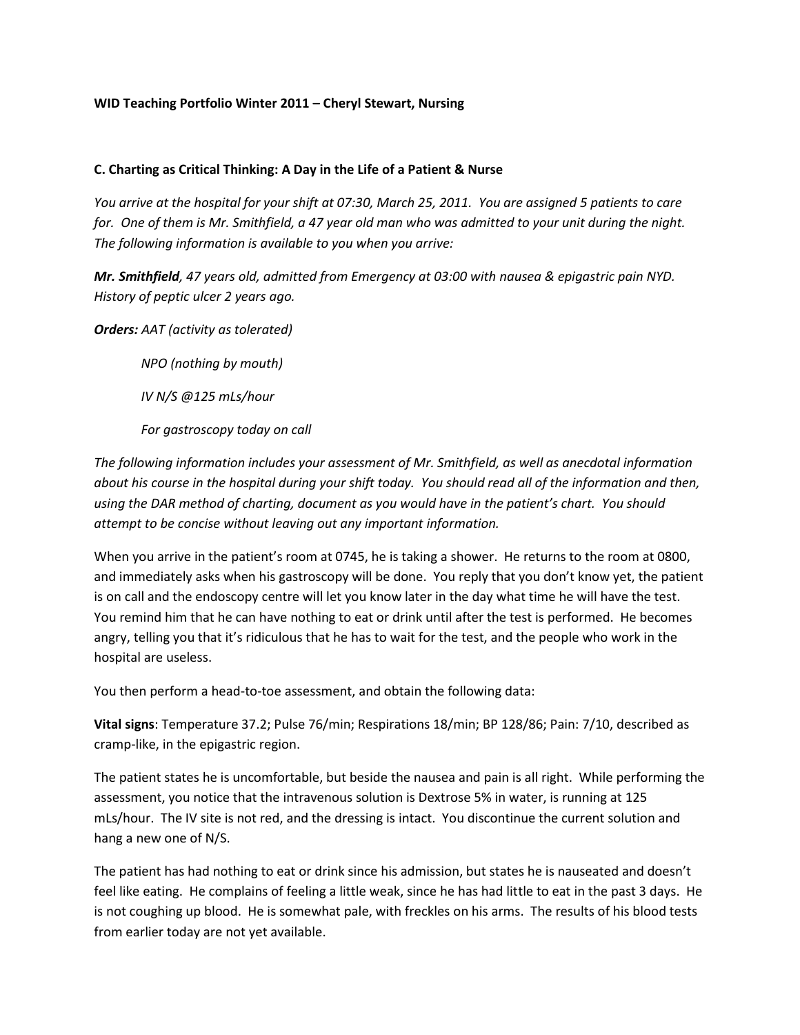**WID Teaching Portfolio Winter 2011 – Cheryl Stewart, Nursing**

**C. Charting as Critical Thinking: A Day in the Life of a Patient & Nurse**

*You arrive at the hospital for your shift at 07:30, March 25, 2011. You are assigned 5 patients to care for. One of them is Mr. Smithfield, a 47 year old man who was admitted to your unit during the night. The following information is available to you when you arrive:*

***Mr. Smithfield****, 47 years old, admitted from Emergency at 03:00 with nausea & epigastric pain NYD. History of peptic ulcer 2 years ago.*

***Orders:*** *AAT (activity as tolerated)*

*NPO (nothing by mouth)*

*IV N/S @125 mLs/hour*

*For gastroscopy today on call*

*The following information includes your assessment of Mr. Smithfield, as well as anecdotal information about his course in the hospital during your shift today. You should read all of the information and then, using the DAR method of charting, document as you would have in the patient's chart. You should attempt to be concise without leaving out any important information.*

When you arrive in the patient's room at 0745, he is taking a shower. He returns to the room at 0800, and immediately asks when his gastroscopy will be done. You reply that you don't know yet, the patient is on call and the endoscopy centre will let you know later in the day what time he will have the test. You remind him that he can have nothing to eat or drink until after the test is performed. He becomes angry, telling you that it's ridiculous that he has to wait for the test, and the people who work in the hospital are useless.

You then perform a head-to-toe assessment, and obtain the following data:

**Vital signs**: Temperature 37.2; Pulse 76/min; Respirations 18/min; BP 128/86; Pain: 7/10, described as cramp-like, in the epigastric region.

The patient states he is uncomfortable, but beside the nausea and pain is all right. While performing the assessment, you notice that the intravenous solution is Dextrose 5% in water, is running at 125 mLs/hour. The IV site is not red, and the dressing is intact. You discontinue the current solution and hang a new one of N/S.

The patient has had nothing to eat or drink since his admission, but states he is nauseated and doesn't feel like eating. He complains of feeling a little weak, since he has had little to eat in the past 3 days. He is not coughing up blood. He is somewhat pale, with freckles on his arms. The results of his blood tests from earlier today are not yet available.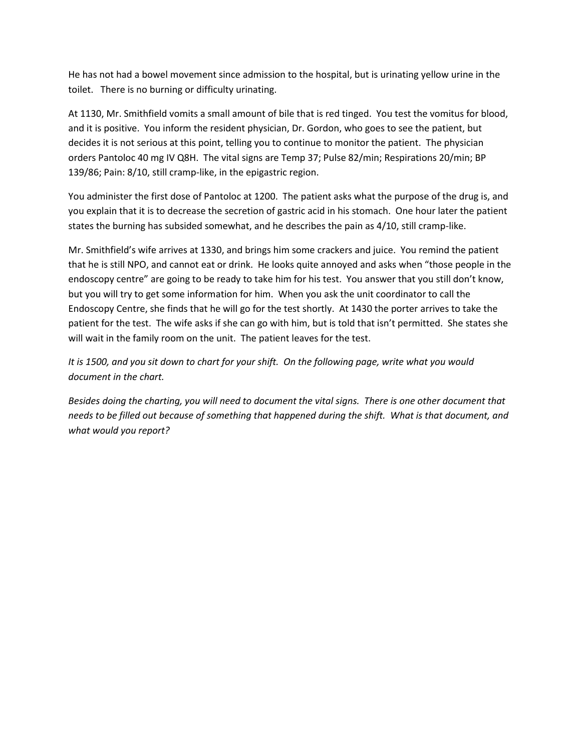He has not had a bowel movement since admission to the hospital, but is urinating yellow urine in the toilet. There is no burning or difficulty urinating.

At 1130, Mr. Smithfield vomits a small amount of bile that is red tinged. You test the vomitus for blood, and it is positive. You inform the resident physician, Dr. Gordon, who goes to see the patient, but decides it is not serious at this point, telling you to continue to monitor the patient. The physician orders Pantoloc 40 mg IV Q8H. The vital signs are Temp 37; Pulse 82/min; Respirations 20/min; BP 139/86; Pain: 8/10, still cramp-like, in the epigastric region.

You administer the first dose of Pantoloc at 1200. The patient asks what the purpose of the drug is, and you explain that it is to decrease the secretion of gastric acid in his stomach. One hour later the patient states the burning has subsided somewhat, and he describes the pain as 4/10, still cramp-like.

Mr. Smithfield's wife arrives at 1330, and brings him some crackers and juice. You remind the patient that he is still NPO, and cannot eat or drink. He looks quite annoyed and asks when "those people in the endoscopy centre" are going to be ready to take him for his test. You answer that you still don't know, but you will try to get some information for him. When you ask the unit coordinator to call the Endoscopy Centre, she finds that he will go for the test shortly. At 1430 the porter arrives to take the patient for the test. The wife asks if she can go with him, but is told that isn't permitted. She states she will wait in the family room on the unit. The patient leaves for the test.

*It is 1500, and you sit down to chart for your shift. On the following page, write what you would document in the chart.*

*Besides doing the charting, you will need to document the vital signs. There is one other document that needs to be filled out because of something that happened during the shift. What is that document, and what would you report?*